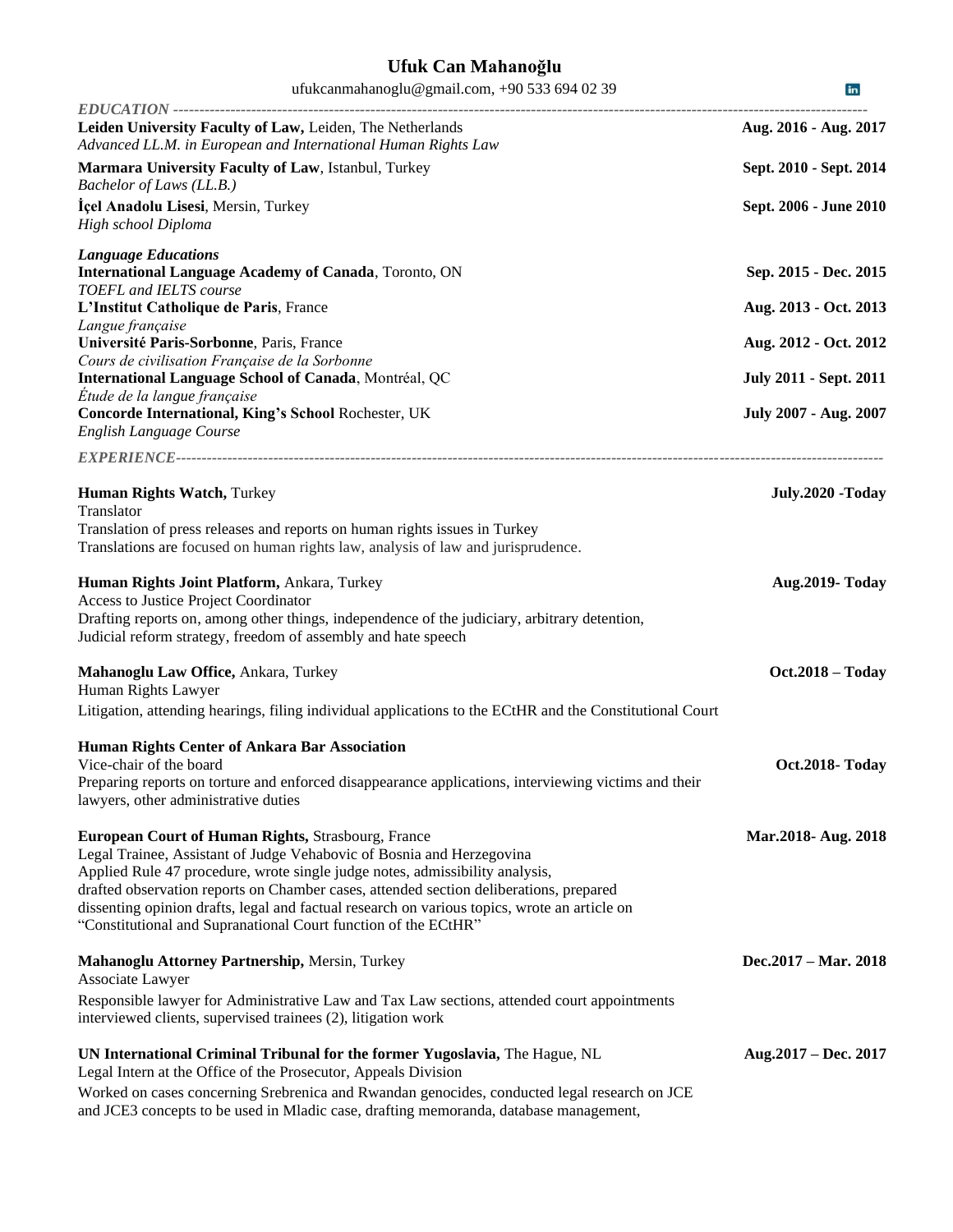# Ufuk Can Mahanoğlu

ufukcanmahanoglu@gmail.com, +90 533 694 02 39

## *EDUCATION*

**Leiden University Faculty of Law,** Leiden, The Netherlands — **Aug. 2016 - Aug. 2017**
*Advanced LL.M. in European and International Human Rights Law*

**Marmara University Faculty of Law**, Istanbul, Turkey — **Sept. 2010 - Sept. 2014**
*Bachelor of Laws (LL.B.)*

**İçel Anadolu Lisesi**, Mersin, Turkey — **Sept. 2006 - June 2010**
*High school Diploma*

### *Language Educations*

**International Language Academy of Canada**, Toronto, ON — **Sep. 2015 - Dec. 2015**
*TOEFL and IELTS course*

**L'Institut Catholique de Paris**, France — **Aug. 2013 - Oct. 2013**
*Langue française*

**Université Paris-Sorbonne**, Paris, France — **Aug. 2012 - Oct. 2012**
*Cours de civilisation Française de la Sorbonne*

**International Language School of Canada**, Montréal, QC — **July 2011 - Sept. 2011**
*Étude de la langue française*

**Concorde International, King's School** Rochester, UK — **July 2007 - Aug. 2007**
*English Language Course*

## *EXPERIENCE*

**Human Rights Watch,** Turkey — **July.2020 -Today**
Translator
Translation of press releases and reports on human rights issues in Turkey
Translations are focused on human rights law, analysis of law and jurisprudence.

**Human Rights Joint Platform,** Ankara, Turkey — **Aug.2019- Today**
Access to Justice Project Coordinator
Drafting reports on, among other things, independence of the judiciary, arbitrary detention, Judicial reform strategy, freedom of assembly and hate speech

**Mahanoglu Law Office,** Ankara, Turkey — **Oct.2018 – Today**
Human Rights Lawyer
Litigation, attending hearings, filing individual applications to the ECtHR and the Constitutional Court

**Human Rights Center of Ankara Bar Association** — **Oct.2018- Today**
Vice-chair of the board
Preparing reports on torture and enforced disappearance applications, interviewing victims and their lawyers, other administrative duties

**European Court of Human Rights,** Strasbourg, France — **Mar.2018- Aug. 2018**
Legal Trainee, Assistant of Judge Vehabovic of Bosnia and Herzegovina
Applied Rule 47 procedure, wrote single judge notes, admissibility analysis, drafted observation reports on Chamber cases, attended section deliberations, prepared dissenting opinion drafts, legal and factual research on various topics, wrote an article on "Constitutional and Supranational Court function of the ECtHR"

**Mahanoglu Attorney Partnership,** Mersin, Turkey — **Dec.2017 – Mar. 2018**
Associate Lawyer
Responsible lawyer for Administrative Law and Tax Law sections, attended court appointments interviewed clients, supervised trainees (2), litigation work

**UN International Criminal Tribunal for the former Yugoslavia,** The Hague, NL — **Aug.2017 – Dec. 2017**
Legal Intern at the Office of the Prosecutor, Appeals Division
Worked on cases concerning Srebrenica and Rwandan genocides, conducted legal research on JCE and JCE3 concepts to be used in Mladic case, drafting memoranda, database management,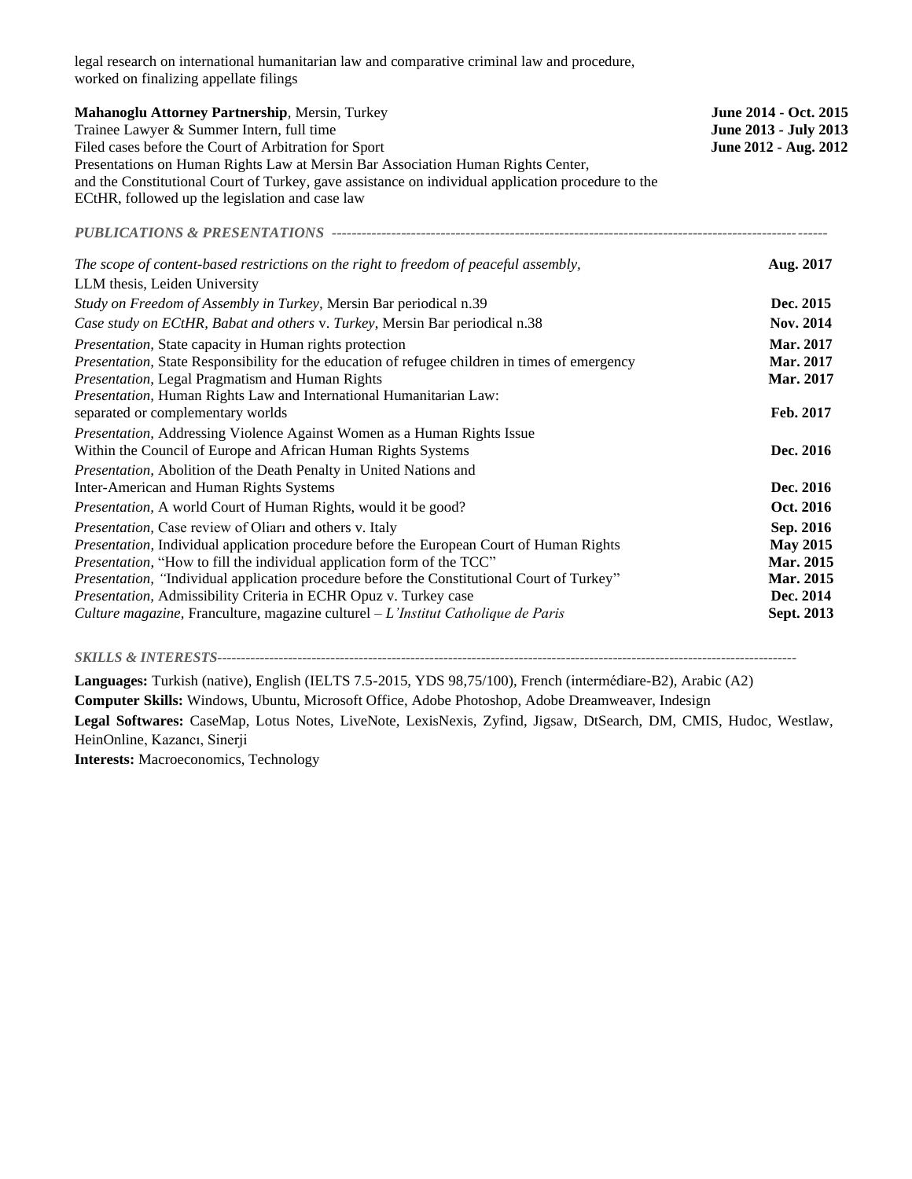legal research on international humanitarian law and comparative criminal law and procedure, worked on finalizing appellate filings

**Mahanoglu Attorney Partnership**, Mersin, Turkey — **June 2014 - Oct. 2015**
Trainee Lawyer & Summer Intern, full time — **June 2013 - July 2013**
Filed cases before the Court of Arbitration for Sport — **June 2012 - Aug. 2012**
Presentations on Human Rights Law at Mersin Bar Association Human Rights Center, and the Constitutional Court of Turkey, gave assistance on individual application procedure to the ECtHR, followed up the legislation and case law

***PUBLICATIONS & PRESENTATIONS*** ---------------------------------------------------------------------------------------------------

*The scope of content-based restrictions on the right to freedom of peaceful assembly,* LLM thesis, Leiden University — **Aug. 2017**
*Study on Freedom of Assembly in Turkey,* Mersin Bar periodical n.39 — **Dec. 2015**
*Case study on ECtHR, Babat and others* v. *Turkey*, Mersin Bar periodical n.38 — **Nov. 2014**

*Presentation,* State capacity in Human rights protection — **Mar. 2017**
*Presentation,* State Responsibility for the education of refugee children in times of emergency — **Mar. 2017**
*Presentation,* Legal Pragmatism and Human Rights — **Mar. 2017**
*Presentation,* Human Rights Law and International Humanitarian Law: separated or complementary worlds — **Feb. 2017**
*Presentation,* Addressing Violence Against Women as a Human Rights Issue Within the Council of Europe and African Human Rights Systems — **Dec. 2016**
*Presentation,* Abolition of the Death Penalty in United Nations and Inter-American and Human Rights Systems — **Dec. 2016**
*Presentation,* A world Court of Human Rights, would it be good? — **Oct. 2016**
*Presentation,* Case review of Oliarı and others v. Italy — **Sep. 2016**
*Presentation,* Individual application procedure before the European Court of Human Rights — **May 2015**
*Presentation,* "How to fill the individual application form of the TCC" — **Mar. 2015**
*Presentation, "*Individual application procedure before the Constitutional Court of Turkey" — **Mar. 2015**
*Presentation,* Admissibility Criteria in ECHR Opuz v. Turkey case — **Dec. 2014**
*Culture magazine,* Franculture, magazine culturel – *L'Institut Catholique de Paris* — **Sept. 2013**

***SKILLS & INTERESTS***---------------------------------------------------------------------------------------------------

**Languages:** Turkish (native), English (IELTS 7.5-2015, YDS 98,75/100), French (intermédiare-B2), Arabic (A2)

**Computer Skills:** Windows, Ubuntu, Microsoft Office, Adobe Photoshop, Adobe Dreamweaver, Indesign

**Legal Softwares:** CaseMap, Lotus Notes, LiveNote, LexisNexis, Zyfind, Jigsaw, DtSearch, DM, CMIS, Hudoc, Westlaw, HeinOnline, Kazancı, Sinerji

**Interests:** Macroeconomics, Technology